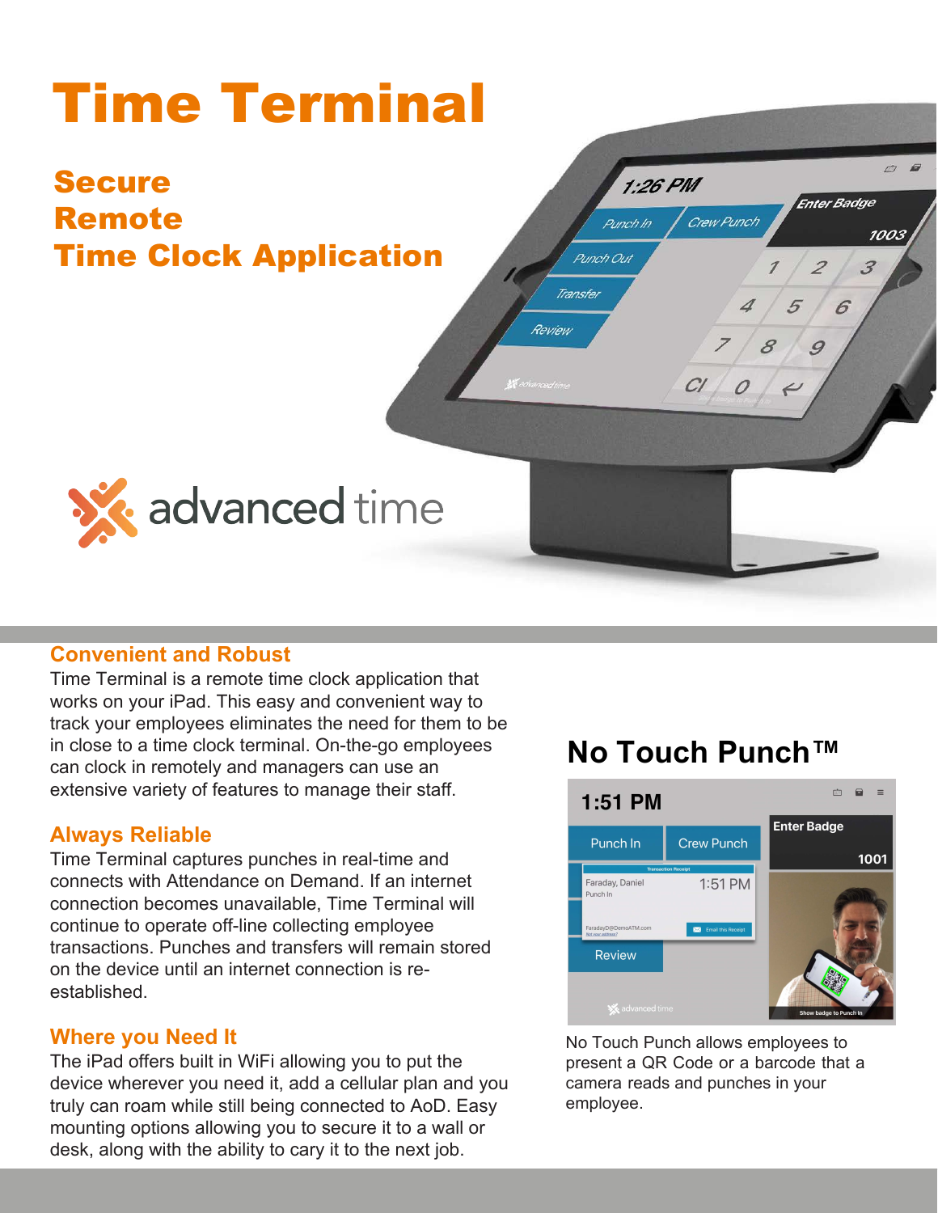# Time Terminal

## Secure
## Remote
## Time Clock Application

advanced time

### Convenient and Robust

Time Terminal is a remote time clock application that works on your iPad. This easy and convenient way to track your employees eliminates the need for them to be in close to a time clock terminal. On-the-go employees can clock in remotely and managers can use an extensive variety of features to manage their staff.

### Always Reliable

Time Terminal captures punches in real-time and connects with Attendance on Demand. If an internet connection becomes unavailable, Time Terminal will continue to operate off-line collecting employee transactions. Punches and transfers will remain stored on the device until an internet connection is re-established.

### Where you Need It

The iPad offers built in WiFi allowing you to put the device wherever you need it, add a cellular plan and you truly can roam while still being connected to AoD. Easy mounting options allowing you to secure it to a wall or desk, along with the ability to cary it to the next job.

## No Touch Punch™

No Touch Punch allows employees to present a QR Code or a barcode that a camera reads and punches in your employee.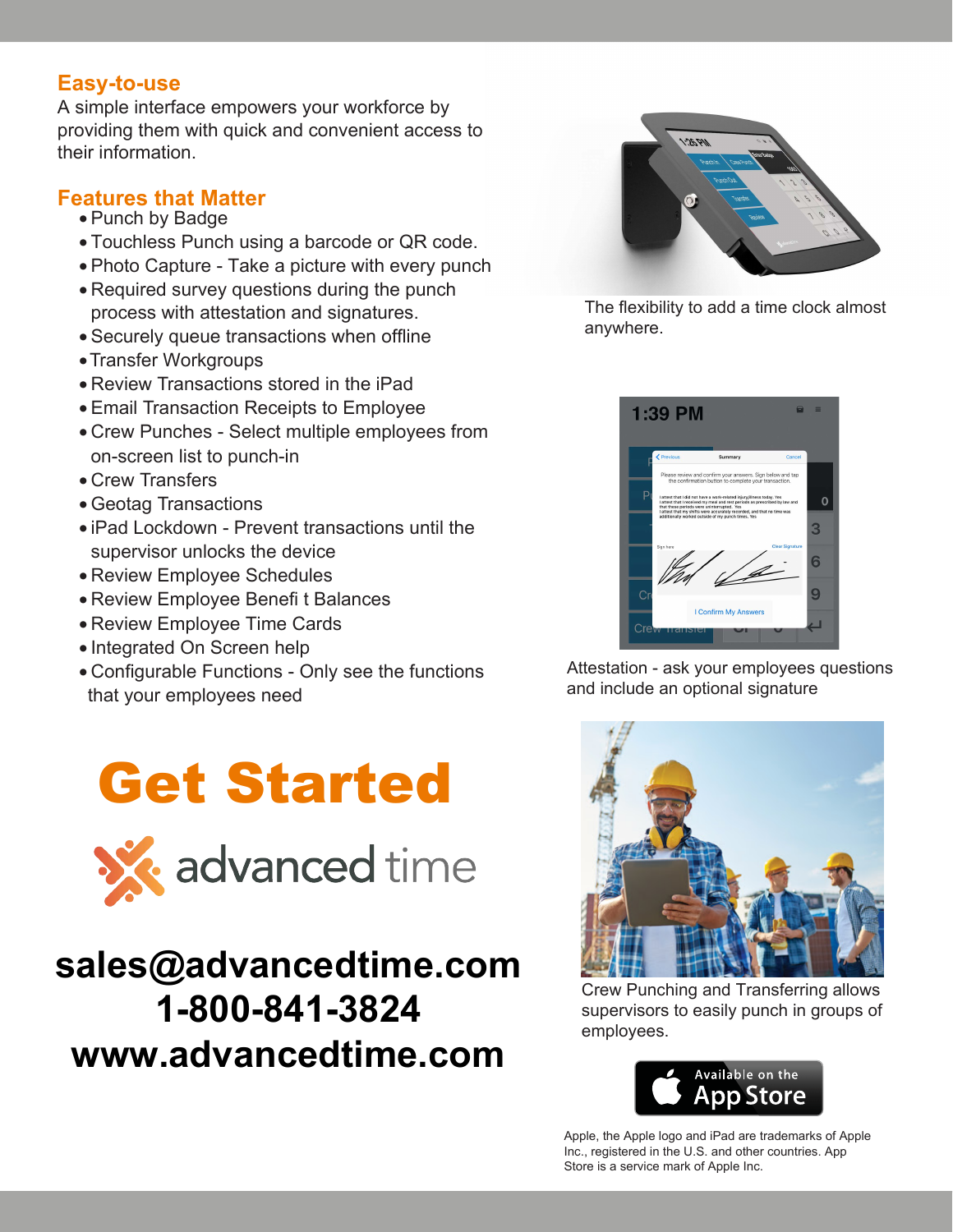## Easy-to-use

A simple interface empowers your workforce by providing them with quick and convenient access to their information.

## Features that Matter

- Punch by Badge
- Touchless Punch using a barcode or QR code.
- Photo Capture - Take a picture with every punch
- Required survey questions during the punch process with attestation and signatures.
- Securely queue transactions when offline
- Transfer Workgroups
- Review Transactions stored in the iPad
- Email Transaction Receipts to Employee
- Crew Punches - Select multiple employees from on-screen list to punch-in
- Crew Transfers
- Geotag Transactions
- iPad Lockdown - Prevent transactions until the supervisor unlocks the device
- Review Employee Schedules
- Review Employee Benefi t Balances
- Review Employee Time Cards
- Integrated On Screen help
- Configurable Functions - Only see the functions that your employees need

The flexibility to add a time clock almost anywhere.

Attestation - ask your employees questions and include an optional signature

Crew Punching and Transferring allows supervisors to easily punch in groups of employees.

# Get Started

advanced time

**sales@advancedtime.com**
**1-800-841-3824**
**www.advancedtime.com**

Available on the App Store

Apple, the Apple logo and iPad are trademarks of Apple Inc., registered in the U.S. and other countries. App Store is a service mark of Apple Inc.